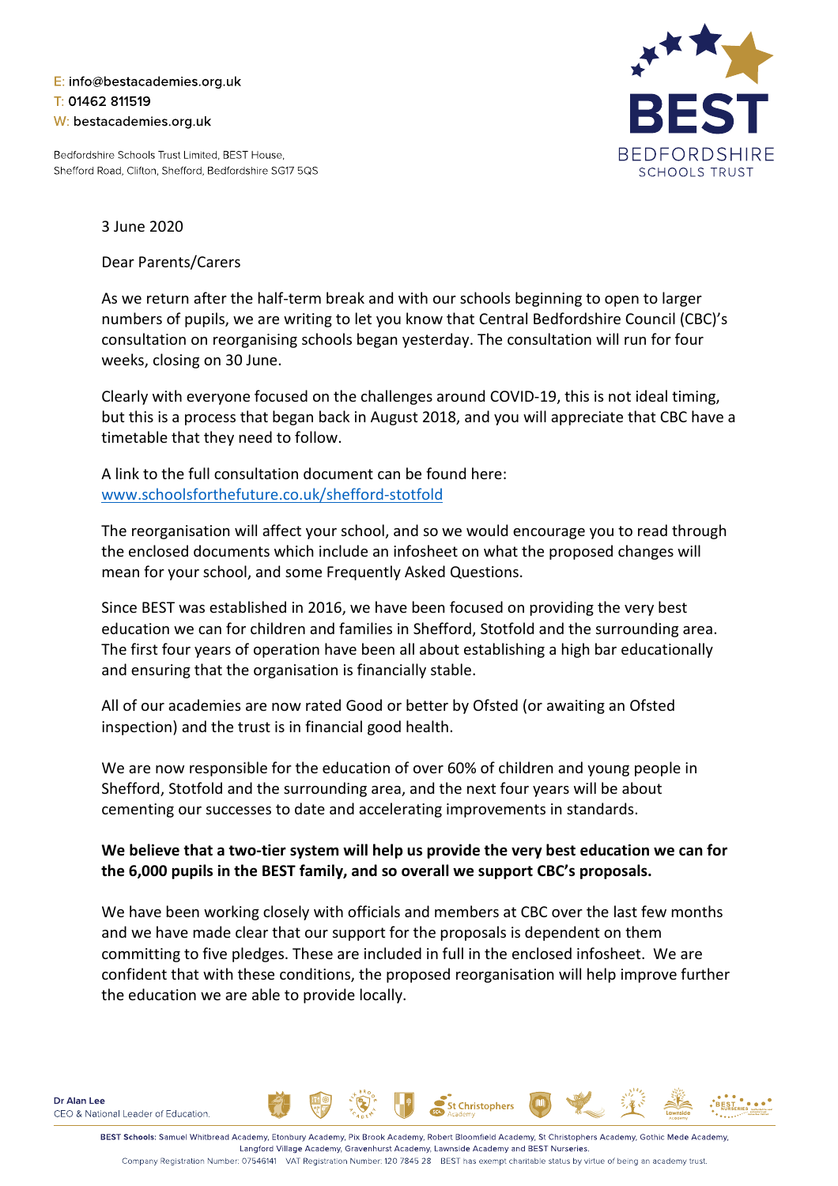E: info@bestacademies.org.uk
T: 01462 811519
W: bestacademies.org.uk

Bedfordshire Schools Trust Limited, BEST House, Shefford Road, Clifton, Shefford, Bedfordshire SG17 5QS

BEST BEDFORDSHIRE SCHOOLS TRUST

3 June 2020

Dear Parents/Carers

As we return after the half-term break and with our schools beginning to open to larger numbers of pupils, we are writing to let you know that Central Bedfordshire Council (CBC)'s consultation on reorganising schools began yesterday. The consultation will run for four weeks, closing on 30 June.

Clearly with everyone focused on the challenges around COVID-19, this is not ideal timing, but this is a process that began back in August 2018, and you will appreciate that CBC have a timetable that they need to follow.

A link to the full consultation document can be found here: [www.schoolsforthefuture.co.uk/shefford-stotfold](www.schoolsforthefuture.co.uk/shefford-stotfold)

The reorganisation will affect your school, and so we would encourage you to read through the enclosed documents which include an infosheet on what the proposed changes will mean for your school, and some Frequently Asked Questions.

Since BEST was established in 2016, we have been focused on providing the very best education we can for children and families in Shefford, Stotfold and the surrounding area. The first four years of operation have been all about establishing a high bar educationally and ensuring that the organisation is financially stable.

All of our academies are now rated Good or better by Ofsted (or awaiting an Ofsted inspection) and the trust is in financial good health.

We are now responsible for the education of over 60% of children and young people in Shefford, Stotfold and the surrounding area, and the next four years will be about cementing our successes to date and accelerating improvements in standards.

**We believe that a two-tier system will help us provide the very best education we can for the 6,000 pupils in the BEST family, and so overall we support CBC's proposals.**

We have been working closely with officials and members at CBC over the last few months and we have made clear that our support for the proposals is dependent on them committing to five pledges. These are included in full in the enclosed infosheet. We are confident that with these conditions, the proposed reorganisation will help improve further the education we are able to provide locally.

Dr Alan Lee
CEO & National Leader of Education

**BEST Schools:** Samuel Whitbread Academy, Etonbury Academy, Pix Brook Academy, Robert Bloomfield Academy, St Christophers Academy, Gothic Mede Academy, Langford Village Academy, Gravenhurst Academy, Lawnside Academy and BEST Nurseries.

Company Registration Number: 07546141 VAT Registration Number: 120 7845 28 BEST has exempt charitable status by virtue of being an academy trust.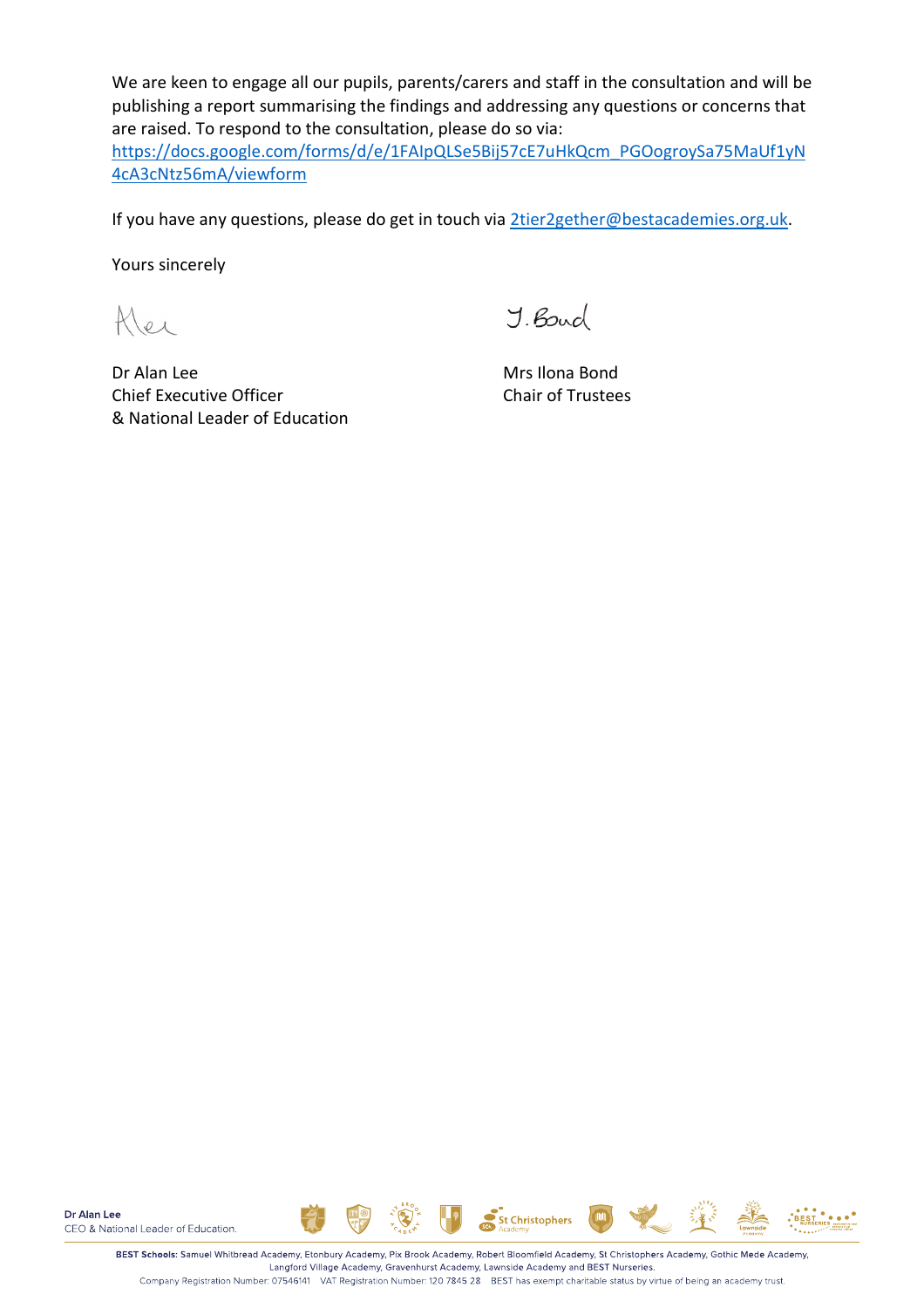We are keen to engage all our pupils, parents/carers and staff in the consultation and will be publishing a report summarising the findings and addressing any questions or concerns that are raised. To respond to the consultation, please do so via: https://docs.google.com/forms/d/e/1FAIpQLSe5Bij57cE7uHkQcm_PGOogroySa75MaUf1yN4cA3cNtz56mA/viewform

If you have any questions, please do get in touch via 2tier2gether@bestacademies.org.uk.

Yours sincerely

Dr Alan Lee
Chief Executive Officer
& National Leader of Education

Mrs Ilona Bond
Chair of Trustees